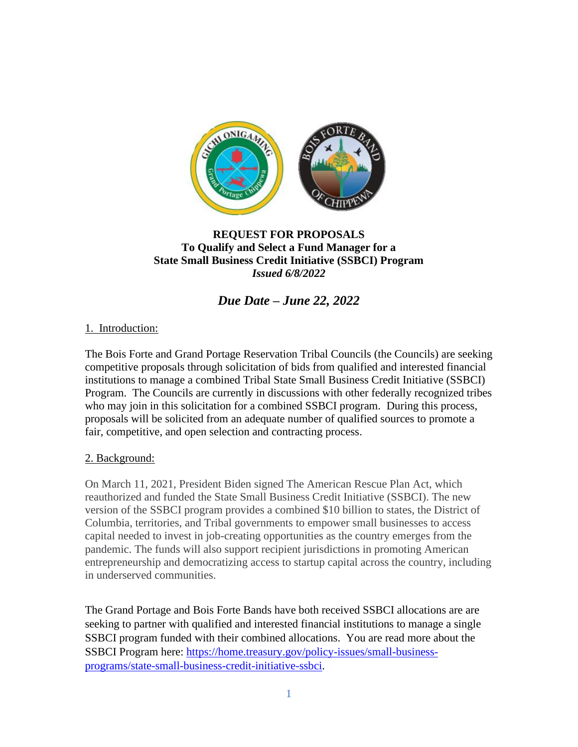**REQUEST FOR PROPOSALS**
**To Qualify and Select a Fund Manager for a**
**State Small Business Credit Initiative (SSBCI) Program**
***Issued 6/8/2022***

## *Due Date – June 22, 2022*

1. Introduction:

The Bois Forte and Grand Portage Reservation Tribal Councils (the Councils) are seeking competitive proposals through solicitation of bids from qualified and interested financial institutions to manage a combined Tribal State Small Business Credit Initiative (SSBCI) Program. The Councils are currently in discussions with other federally recognized tribes who may join in this solicitation for a combined SSBCI program. During this process, proposals will be solicited from an adequate number of qualified sources to promote a fair, competitive, and open selection and contracting process.

2. Background:

On March 11, 2021, President Biden signed The American Rescue Plan Act, which reauthorized and funded the State Small Business Credit Initiative (SSBCI). The new version of the SSBCI program provides a combined $10 billion to states, the District of Columbia, territories, and Tribal governments to empower small businesses to access capital needed to invest in job-creating opportunities as the country emerges from the pandemic. The funds will also support recipient jurisdictions in promoting American entrepreneurship and democratizing access to startup capital across the country, including in underserved communities.

The Grand Portage and Bois Forte Bands have both received SSBCI allocations are are seeking to partner with qualified and interested financial institutions to manage a single SSBCI program funded with their combined allocations. You are read more about the SSBCI Program here: [https://home.treasury.gov/policy-issues/small-business-programs/state-small-business-credit-initiative-ssbci](https://home.treasury.gov/policy-issues/small-business-programs/state-small-business-credit-initiative-ssbci).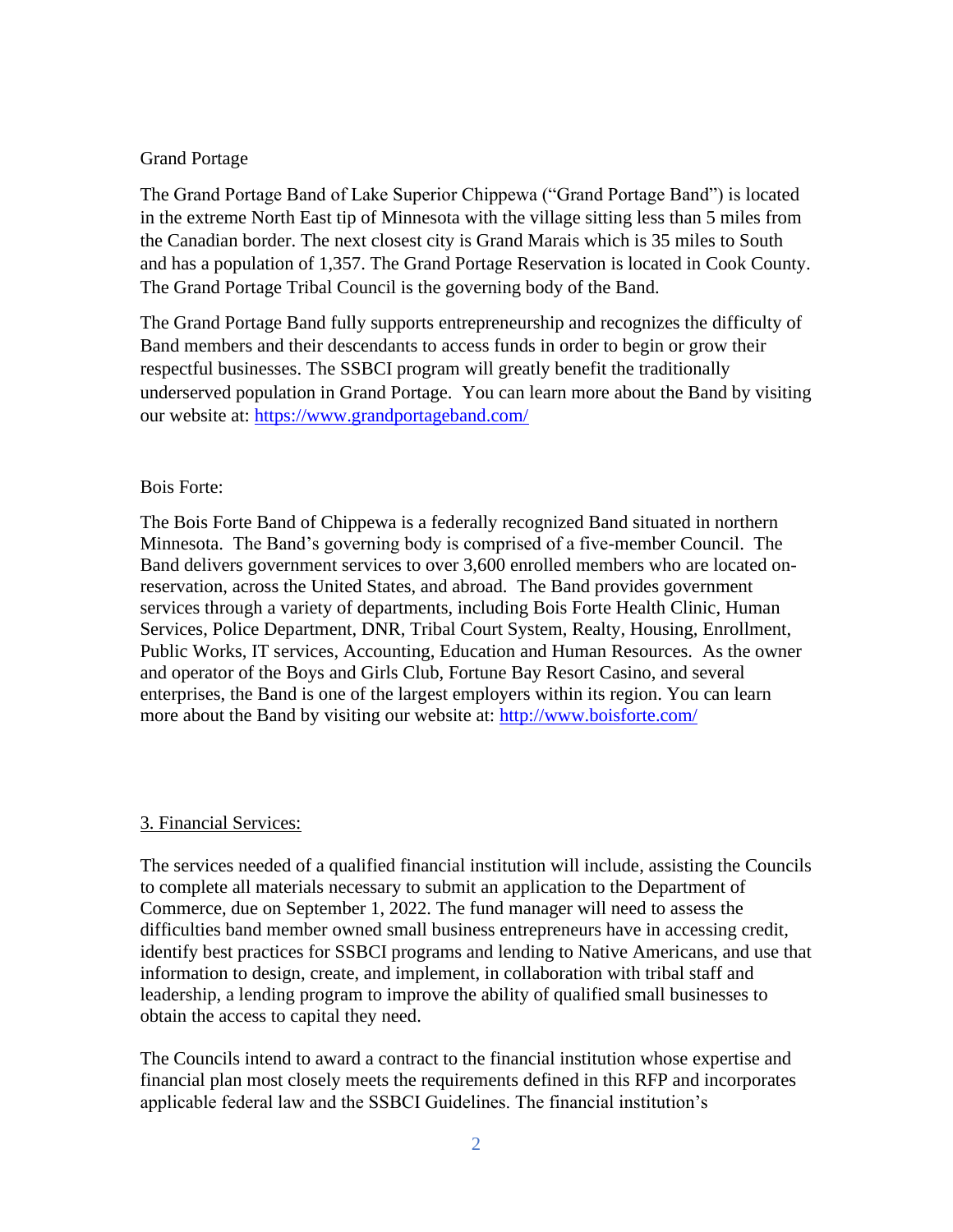Grand Portage

The Grand Portage Band of Lake Superior Chippewa ("Grand Portage Band") is located in the extreme North East tip of Minnesota with the village sitting less than 5 miles from the Canadian border. The next closest city is Grand Marais which is 35 miles to South and has a population of 1,357. The Grand Portage Reservation is located in Cook County. The Grand Portage Tribal Council is the governing body of the Band.

The Grand Portage Band fully supports entrepreneurship and recognizes the difficulty of Band members and their descendants to access funds in order to begin or grow their respectful businesses. The SSBCI program will greatly benefit the traditionally underserved population in Grand Portage. You can learn more about the Band by visiting our website at: [https://www.grandportageband.com/](https://www.grandportageband.com/)

Bois Forte:

The Bois Forte Band of Chippewa is a federally recognized Band situated in northern Minnesota. The Band's governing body is comprised of a five-member Council. The Band delivers government services to over 3,600 enrolled members who are located on-reservation, across the United States, and abroad. The Band provides government services through a variety of departments, including Bois Forte Health Clinic, Human Services, Police Department, DNR, Tribal Court System, Realty, Housing, Enrollment, Public Works, IT services, Accounting, Education and Human Resources. As the owner and operator of the Boys and Girls Club, Fortune Bay Resort Casino, and several enterprises, the Band is one of the largest employers within its region. You can learn more about the Band by visiting our website at: [http://www.boisforte.com/](http://www.boisforte.com/)

3. Financial Services:

The services needed of a qualified financial institution will include, assisting the Councils to complete all materials necessary to submit an application to the Department of Commerce, due on September 1, 2022. The fund manager will need to assess the difficulties band member owned small business entrepreneurs have in accessing credit, identify best practices for SSBCI programs and lending to Native Americans, and use that information to design, create, and implement, in collaboration with tribal staff and leadership, a lending program to improve the ability of qualified small businesses to obtain the access to capital they need.

The Councils intend to award a contract to the financial institution whose expertise and financial plan most closely meets the requirements defined in this RFP and incorporates applicable federal law and the SSBCI Guidelines. The financial institution's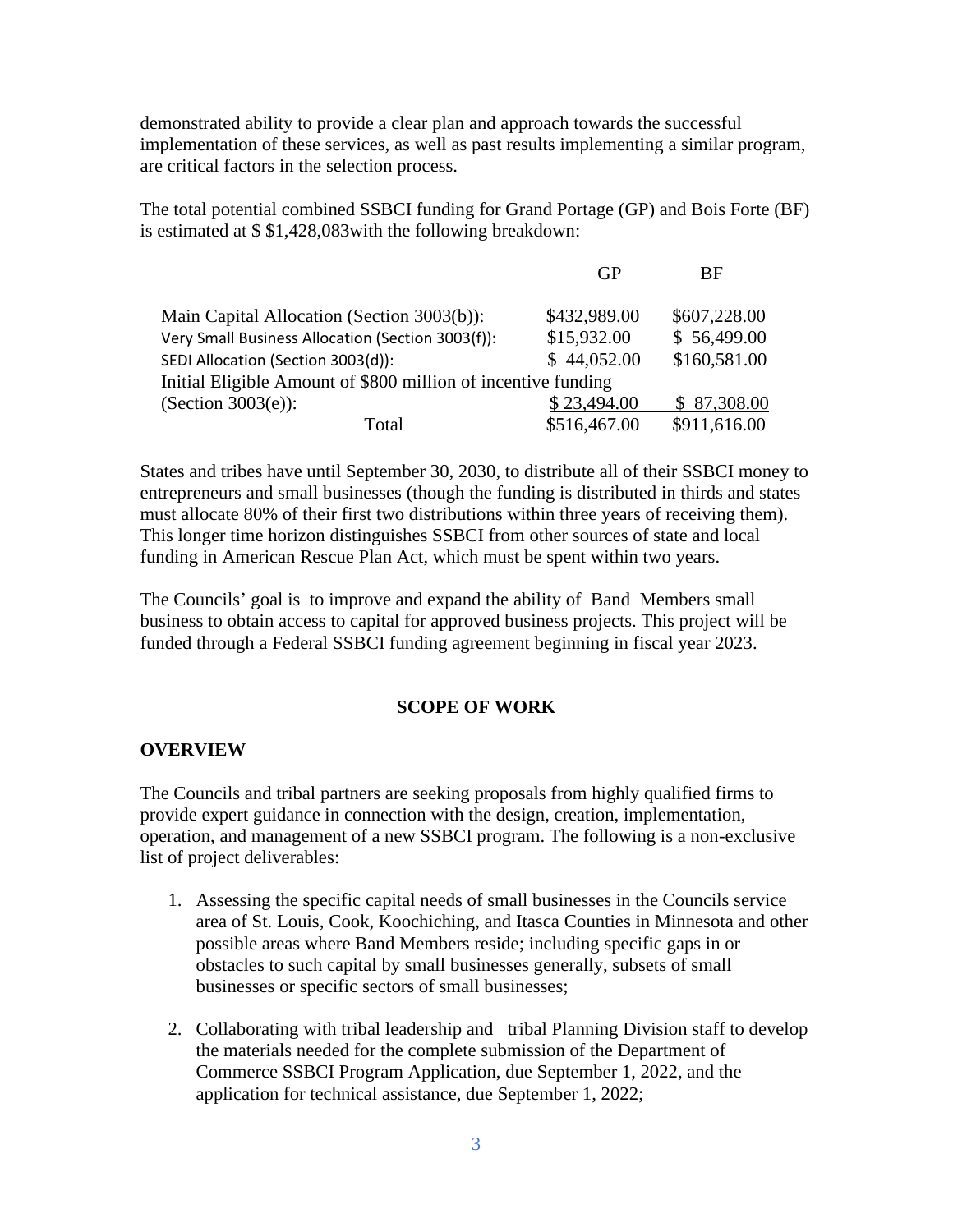demonstrated ability to provide a clear plan and approach towards the successful implementation of these services, as well as past results implementing a similar program, are critical factors in the selection process.

The total potential combined SSBCI funding for Grand Portage (GP) and Bois Forte (BF) is estimated at $ $1,428,083with the following breakdown:

| | GP | BF |
|---|---|---|
| Main Capital Allocation (Section 3003(b)): | $432,989.00 | $607,228.00 |
| Very Small Business Allocation (Section 3003(f)): | $15,932.00 | $ 56,499.00 |
| SEDI Allocation (Section 3003(d)): | $ 44,052.00 | $160,581.00 |
| Initial Eligible Amount of $800 million of incentive funding (Section 3003(e)): | $ 23,494.00 | $ 87,308.00 |
| Total | $516,467.00 | $911,616.00 |

States and tribes have until September 30, 2030, to distribute all of their SSBCI money to entrepreneurs and small businesses (though the funding is distributed in thirds and states must allocate 80% of their first two distributions within three years of receiving them). This longer time horizon distinguishes SSBCI from other sources of state and local funding in American Rescue Plan Act, which must be spent within two years.

The Councils' goal is to improve and expand the ability of Band Members small business to obtain access to capital for approved business projects. This project will be funded through a Federal SSBCI funding agreement beginning in fiscal year 2023.

## SCOPE OF WORK

### OVERVIEW

The Councils and tribal partners are seeking proposals from highly qualified firms to provide expert guidance in connection with the design, creation, implementation, operation, and management of a new SSBCI program. The following is a non-exclusive list of project deliverables:

1. Assessing the specific capital needs of small businesses in the Councils service area of St. Louis, Cook, Koochiching, and Itasca Counties in Minnesota and other possible areas where Band Members reside; including specific gaps in or obstacles to such capital by small businesses generally, subsets of small businesses or specific sectors of small businesses;

2. Collaborating with tribal leadership and tribal Planning Division staff to develop the materials needed for the complete submission of the Department of Commerce SSBCI Program Application, due September 1, 2022, and the application for technical assistance, due September 1, 2022;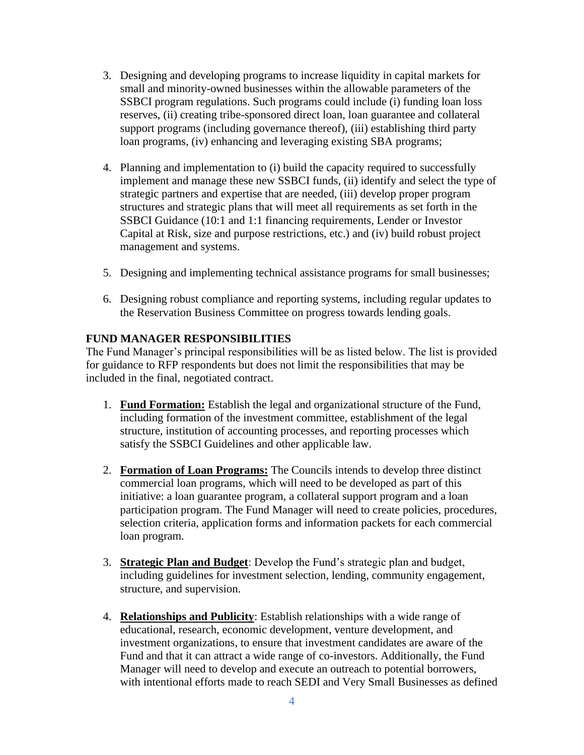3. Designing and developing programs to increase liquidity in capital markets for small and minority-owned businesses within the allowable parameters of the SSBCI program regulations. Such programs could include (i) funding loan loss reserves, (ii) creating tribe-sponsored direct loan, loan guarantee and collateral support programs (including governance thereof), (iii) establishing third party loan programs, (iv) enhancing and leveraging existing SBA programs;

4. Planning and implementation to (i) build the capacity required to successfully implement and manage these new SSBCI funds, (ii) identify and select the type of strategic partners and expertise that are needed, (iii) develop proper program structures and strategic plans that will meet all requirements as set forth in the SSBCI Guidance (10:1 and 1:1 financing requirements, Lender or Investor Capital at Risk, size and purpose restrictions, etc.) and (iv) build robust project management and systems.

5. Designing and implementing technical assistance programs for small businesses;

6. Designing robust compliance and reporting systems, including regular updates to the Reservation Business Committee on progress towards lending goals.

**FUND MANAGER RESPONSIBILITIES**

The Fund Manager's principal responsibilities will be as listed below. The list is provided for guidance to RFP respondents but does not limit the responsibilities that may be included in the final, negotiated contract.

1. **Fund Formation:** Establish the legal and organizational structure of the Fund, including formation of the investment committee, establishment of the legal structure, institution of accounting processes, and reporting processes which satisfy the SSBCI Guidelines and other applicable law.

2. **Formation of Loan Programs:** The Councils intends to develop three distinct commercial loan programs, which will need to be developed as part of this initiative: a loan guarantee program, a collateral support program and a loan participation program. The Fund Manager will need to create policies, procedures, selection criteria, application forms and information packets for each commercial loan program.

3. **Strategic Plan and Budget**: Develop the Fund's strategic plan and budget, including guidelines for investment selection, lending, community engagement, structure, and supervision.

4. **Relationships and Publicity**: Establish relationships with a wide range of educational, research, economic development, venture development, and investment organizations, to ensure that investment candidates are aware of the Fund and that it can attract a wide range of co-investors. Additionally, the Fund Manager will need to develop and execute an outreach to potential borrowers, with intentional efforts made to reach SEDI and Very Small Businesses as defined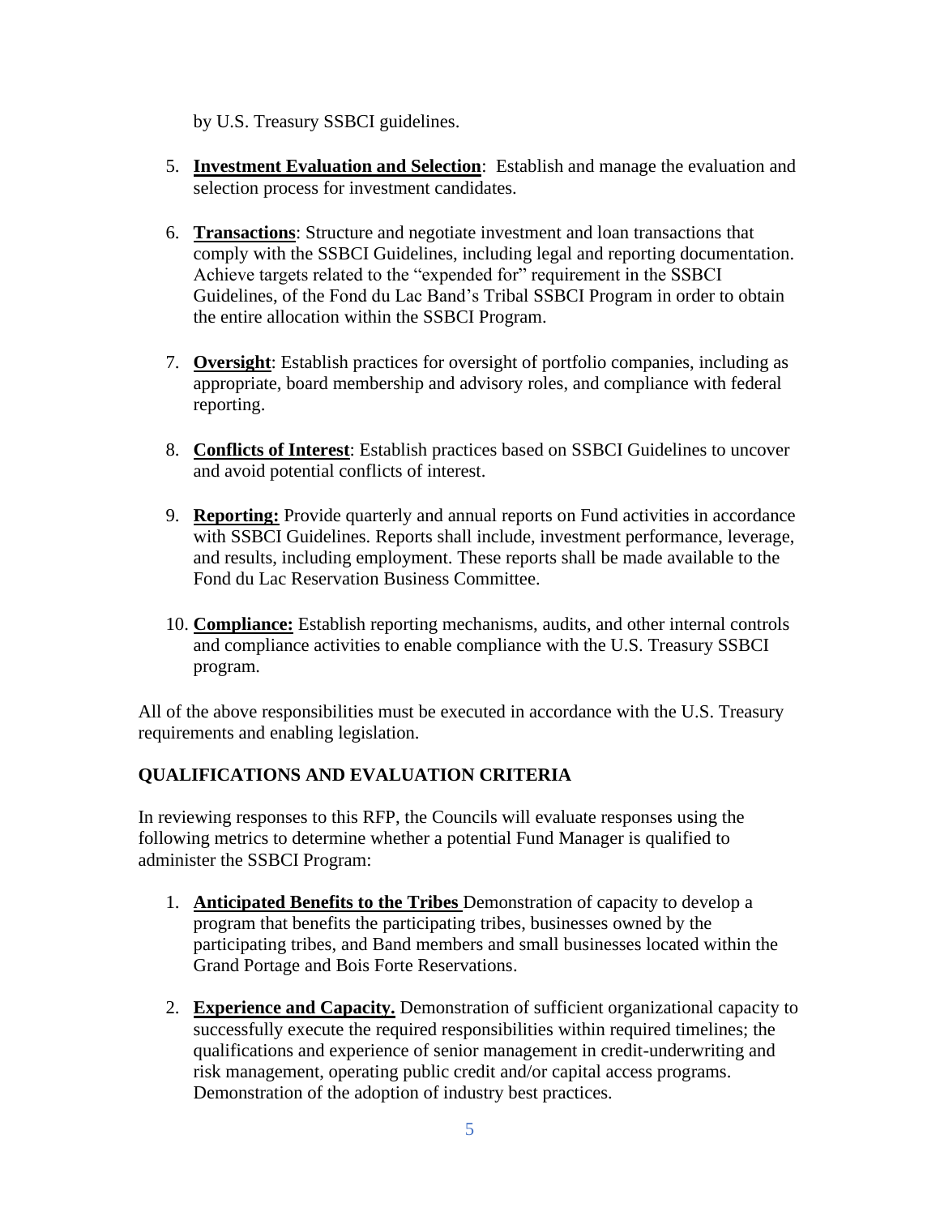by U.S. Treasury SSBCI guidelines.

5. **Investment Evaluation and Selection**: Establish and manage the evaluation and selection process for investment candidates.

6. **Transactions**: Structure and negotiate investment and loan transactions that comply with the SSBCI Guidelines, including legal and reporting documentation. Achieve targets related to the "expended for" requirement in the SSBCI Guidelines, of the Fond du Lac Band's Tribal SSBCI Program in order to obtain the entire allocation within the SSBCI Program.

7. **Oversight**: Establish practices for oversight of portfolio companies, including as appropriate, board membership and advisory roles, and compliance with federal reporting.

8. **Conflicts of Interest**: Establish practices based on SSBCI Guidelines to uncover and avoid potential conflicts of interest.

9. **Reporting:** Provide quarterly and annual reports on Fund activities in accordance with SSBCI Guidelines. Reports shall include, investment performance, leverage, and results, including employment. These reports shall be made available to the Fond du Lac Reservation Business Committee.

10. **Compliance:** Establish reporting mechanisms, audits, and other internal controls and compliance activities to enable compliance with the U.S. Treasury SSBCI program.

All of the above responsibilities must be executed in accordance with the U.S. Treasury requirements and enabling legislation.

## QUALIFICATIONS AND EVALUATION CRITERIA

In reviewing responses to this RFP, the Councils will evaluate responses using the following metrics to determine whether a potential Fund Manager is qualified to administer the SSBCI Program:

1. **Anticipated Benefits to the Tribes** Demonstration of capacity to develop a program that benefits the participating tribes, businesses owned by the participating tribes, and Band members and small businesses located within the Grand Portage and Bois Forte Reservations.

2. **Experience and Capacity.** Demonstration of sufficient organizational capacity to successfully execute the required responsibilities within required timelines; the qualifications and experience of senior management in credit-underwriting and risk management, operating public credit and/or capital access programs. Demonstration of the adoption of industry best practices.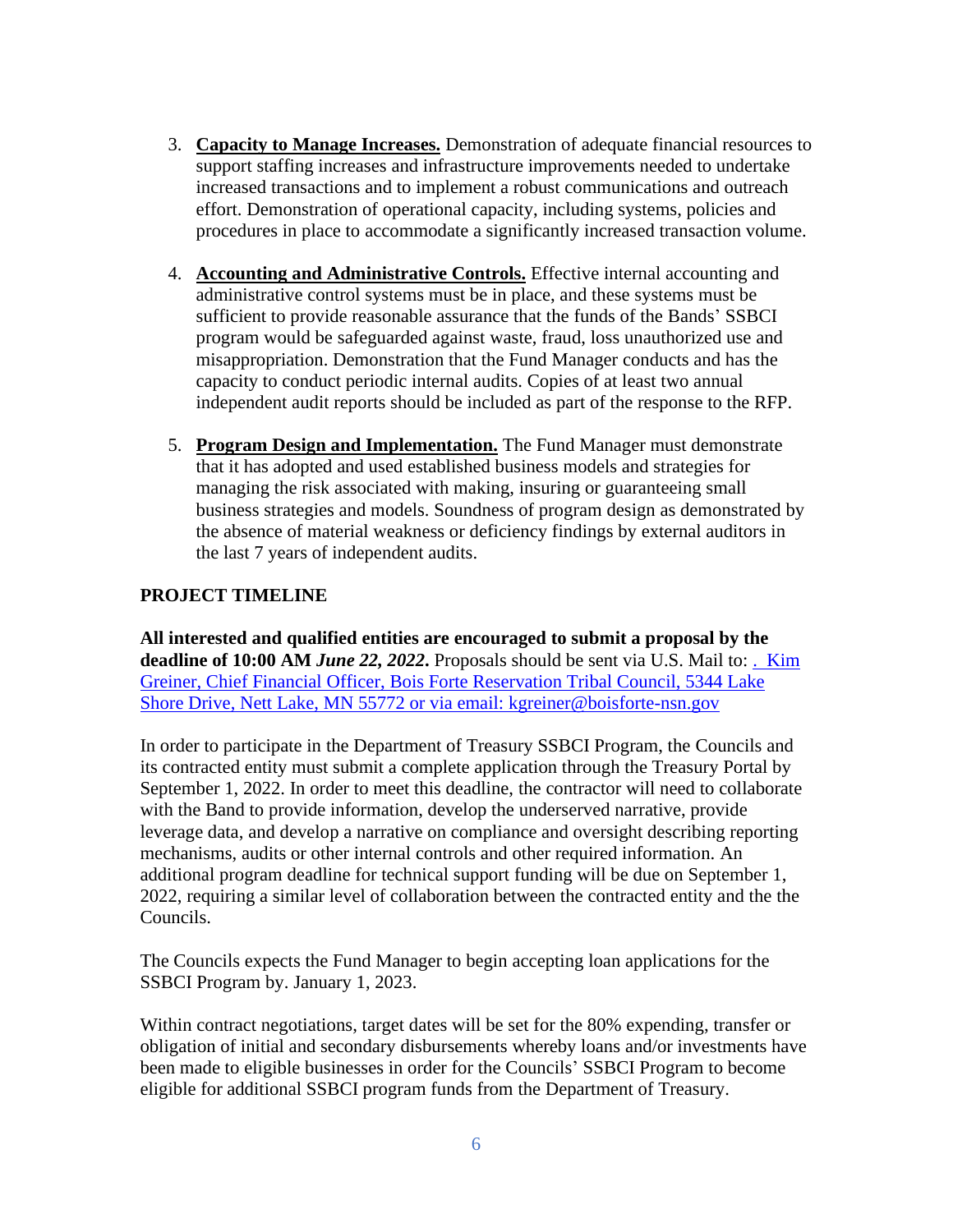3. **Capacity to Manage Increases.** Demonstration of adequate financial resources to support staffing increases and infrastructure improvements needed to undertake increased transactions and to implement a robust communications and outreach effort. Demonstration of operational capacity, including systems, policies and procedures in place to accommodate a significantly increased transaction volume.

4. **Accounting and Administrative Controls.** Effective internal accounting and administrative control systems must be in place, and these systems must be sufficient to provide reasonable assurance that the funds of the Bands' SSBCI program would be safeguarded against waste, fraud, loss unauthorized use and misappropriation. Demonstration that the Fund Manager conducts and has the capacity to conduct periodic internal audits. Copies of at least two annual independent audit reports should be included as part of the response to the RFP.

5. **Program Design and Implementation.** The Fund Manager must demonstrate that it has adopted and used established business models and strategies for managing the risk associated with making, insuring or guaranteeing small business strategies and models. Soundness of program design as demonstrated by the absence of material weakness or deficiency findings by external auditors in the last 7 years of independent audits.

**PROJECT TIMELINE**

**All interested and qualified entities are encouraged to submit a proposal by the deadline of 10:00 AM *June 22, 2022*.** Proposals should be sent via U.S. Mail to: . Kim Greiner, Chief Financial Officer, Bois Forte Reservation Tribal Council, 5344 Lake Shore Drive, Nett Lake, MN 55772 or via email: kgreiner@boisforte-nsn.gov

In order to participate in the Department of Treasury SSBCI Program, the Councils and its contracted entity must submit a complete application through the Treasury Portal by September 1, 2022. In order to meet this deadline, the contractor will need to collaborate with the Band to provide information, develop the underserved narrative, provide leverage data, and develop a narrative on compliance and oversight describing reporting mechanisms, audits or other internal controls and other required information. An additional program deadline for technical support funding will be due on September 1, 2022, requiring a similar level of collaboration between the contracted entity and the the Councils.

The Councils expects the Fund Manager to begin accepting loan applications for the SSBCI Program by. January 1, 2023.

Within contract negotiations, target dates will be set for the 80% expending, transfer or obligation of initial and secondary disbursements whereby loans and/or investments have been made to eligible businesses in order for the Councils' SSBCI Program to become eligible for additional SSBCI program funds from the Department of Treasury.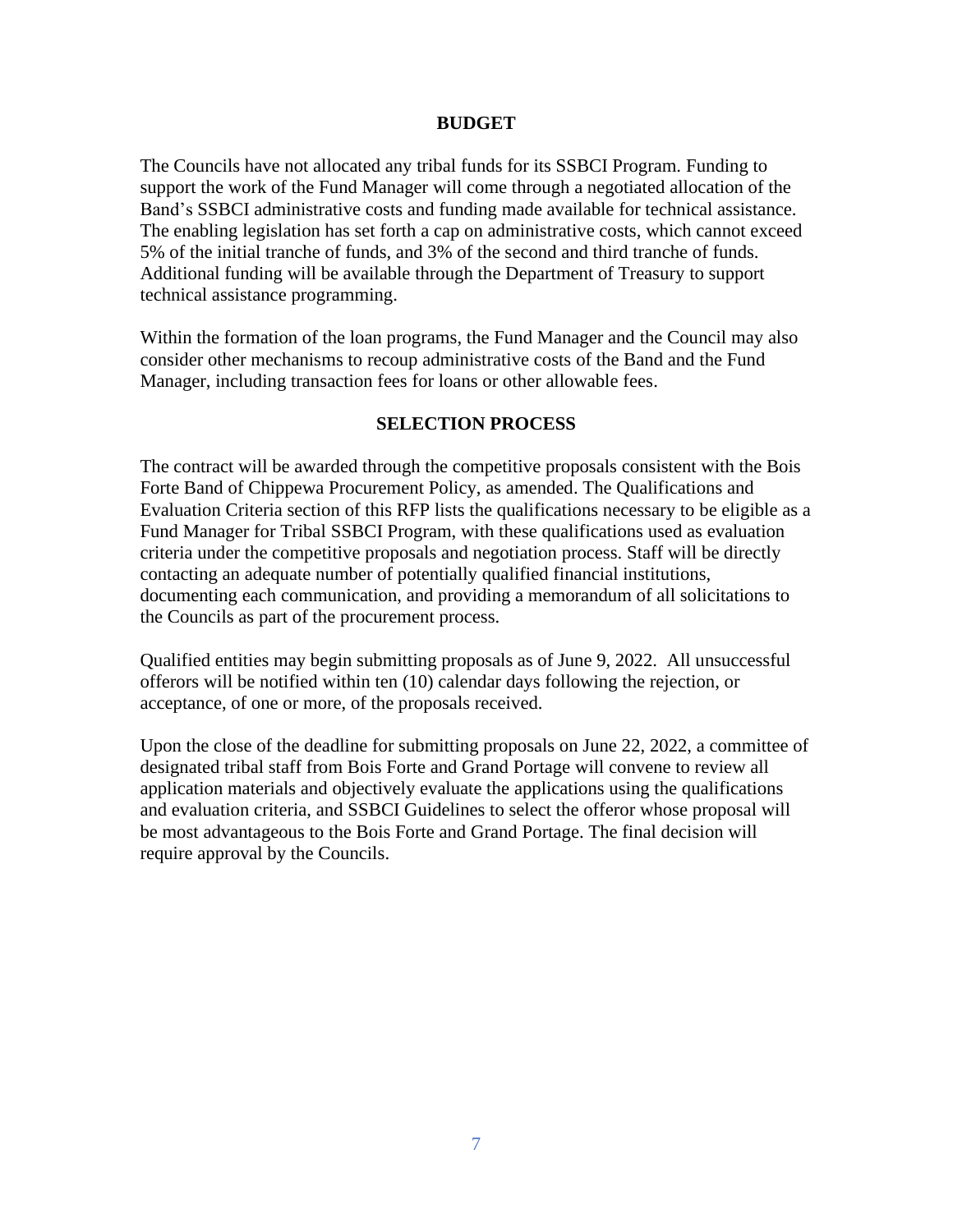## BUDGET

The Councils have not allocated any tribal funds for its SSBCI Program. Funding to support the work of the Fund Manager will come through a negotiated allocation of the Band's SSBCI administrative costs and funding made available for technical assistance. The enabling legislation has set forth a cap on administrative costs, which cannot exceed 5% of the initial tranche of funds, and 3% of the second and third tranche of funds. Additional funding will be available through the Department of Treasury to support technical assistance programming.

Within the formation of the loan programs, the Fund Manager and the Council may also consider other mechanisms to recoup administrative costs of the Band and the Fund Manager, including transaction fees for loans or other allowable fees.

## SELECTION PROCESS

The contract will be awarded through the competitive proposals consistent with the Bois Forte Band of Chippewa Procurement Policy, as amended. The Qualifications and Evaluation Criteria section of this RFP lists the qualifications necessary to be eligible as a Fund Manager for Tribal SSBCI Program, with these qualifications used as evaluation criteria under the competitive proposals and negotiation process. Staff will be directly contacting an adequate number of potentially qualified financial institutions, documenting each communication, and providing a memorandum of all solicitations to the Councils as part of the procurement process.

Qualified entities may begin submitting proposals as of June 9, 2022. All unsuccessful offerors will be notified within ten (10) calendar days following the rejection, or acceptance, of one or more, of the proposals received.

Upon the close of the deadline for submitting proposals on June 22, 2022, a committee of designated tribal staff from Bois Forte and Grand Portage will convene to review all application materials and objectively evaluate the applications using the qualifications and evaluation criteria, and SSBCI Guidelines to select the offeror whose proposal will be most advantageous to the Bois Forte and Grand Portage. The final decision will require approval by the Councils.